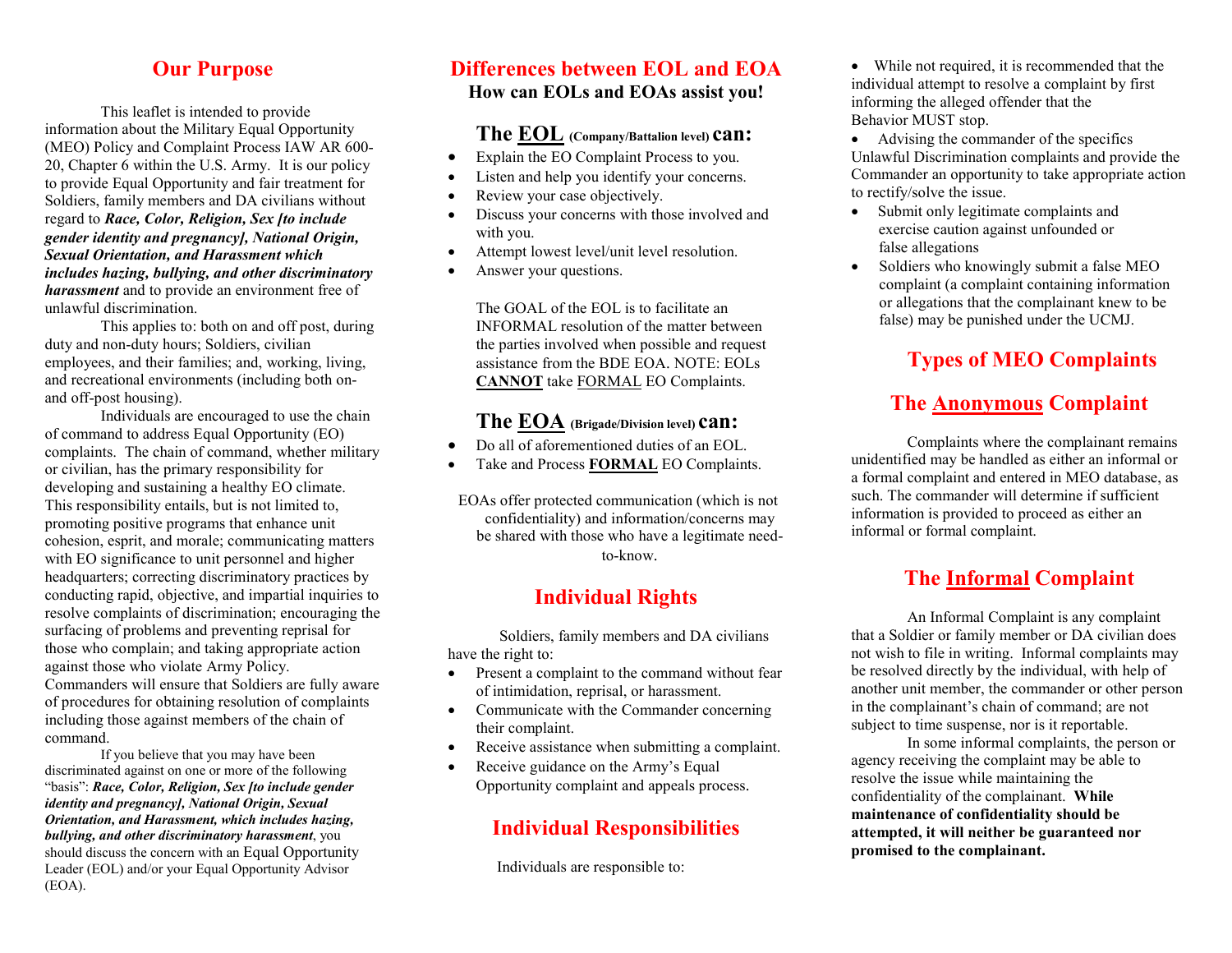## Our Purpose

This leaflet is intended to provide information about the Military Equal Opportunity (MEO) Policy and Complaint Process IAW AR 600-20, Chapter 6 within the U.S. Army. It is our policy to provide Equal Opportunity and fair treatment for Soldiers, family members and DA civilians without regard to ***Race, Color, Religion, Sex [to include gender identity and pregnancy], National Origin, Sexual Orientation, and Harassment which includes hazing, bullying, and other discriminatory harassment*** and to provide an environment free of unlawful discrimination.

This applies to: both on and off post, during duty and non-duty hours; Soldiers, civilian employees, and their families; and, working, living, and recreational environments (including both on- and off-post housing).

Individuals are encouraged to use the chain of command to address Equal Opportunity (EO) complaints. The chain of command, whether military or civilian, has the primary responsibility for developing and sustaining a healthy EO climate. This responsibility entails, but is not limited to, promoting positive programs that enhance unit cohesion, esprit, and morale; communicating matters with EO significance to unit personnel and higher headquarters; correcting discriminatory practices by conducting rapid, objective, and impartial inquiries to resolve complaints of discrimination; encouraging the surfacing of problems and preventing reprisal for those who complain; and taking appropriate action against those who violate Army Policy. Commanders will ensure that Soldiers are fully aware of procedures for obtaining resolution of complaints including those against members of the chain of command.

If you believe that you may have been discriminated against on one or more of the following "basis": ***Race, Color, Religion, Sex [to include gender identity and pregnancy], National Origin, Sexual Orientation, and Harassment, which includes hazing, bullying, and other discriminatory harassment***, you should discuss the concern with an Equal Opportunity Leader (EOL) and/or your Equal Opportunity Advisor (EOA).

## Differences between EOL and EOA

**How can EOLs and EOAs assist you!**

### The EOL (Company/Battalion level) can:

- Explain the EO Complaint Process to you.
- Listen and help you identify your concerns.
- Review your case objectively.
- Discuss your concerns with those involved and with you.
- Attempt lowest level/unit level resolution.
- Answer your questions.

The GOAL of the EOL is to facilitate an INFORMAL resolution of the matter between the parties involved when possible and request assistance from the BDE EOA. NOTE: EOLs **CANNOT** take FORMAL EO Complaints.

### The EOA (Brigade/Division level) can:

- Do all of aforementioned duties of an EOL.
- Take and Process **FORMAL** EO Complaints.

EOAs offer protected communication (which is not confidentiality) and information/concerns may be shared with those who have a legitimate need-to-know.

## Individual Rights

Soldiers, family members and DA civilians have the right to:

- Present a complaint to the command without fear of intimidation, reprisal, or harassment.
- Communicate with the Commander concerning their complaint.
- Receive assistance when submitting a complaint.
- Receive guidance on the Army's Equal Opportunity complaint and appeals process.

## Individual Responsibilities

Individuals are responsible to:

- While not required, it is recommended that the individual attempt to resolve a complaint by first informing the alleged offender that the Behavior MUST stop.
- Advising the commander of the specifics Unlawful Discrimination complaints and provide the Commander an opportunity to take appropriate action to rectify/solve the issue.
- Submit only legitimate complaints and exercise caution against unfounded or false allegations
- Soldiers who knowingly submit a false MEO complaint (a complaint containing information or allegations that the complainant knew to be false) may be punished under the UCMJ.

## Types of MEO Complaints

### The Anonymous Complaint

Complaints where the complainant remains unidentified may be handled as either an informal or a formal complaint and entered in MEO database, as such. The commander will determine if sufficient information is provided to proceed as either an informal or formal complaint.

### The Informal Complaint

An Informal Complaint is any complaint that a Soldier or family member or DA civilian does not wish to file in writing. Informal complaints may be resolved directly by the individual, with help of another unit member, the commander or other person in the complainant's chain of command; are not subject to time suspense, nor is it reportable.

In some informal complaints, the person or agency receiving the complaint may be able to resolve the issue while maintaining the confidentiality of the complainant. **While maintenance of confidentiality should be attempted, it will neither be guaranteed nor promised to the complainant.**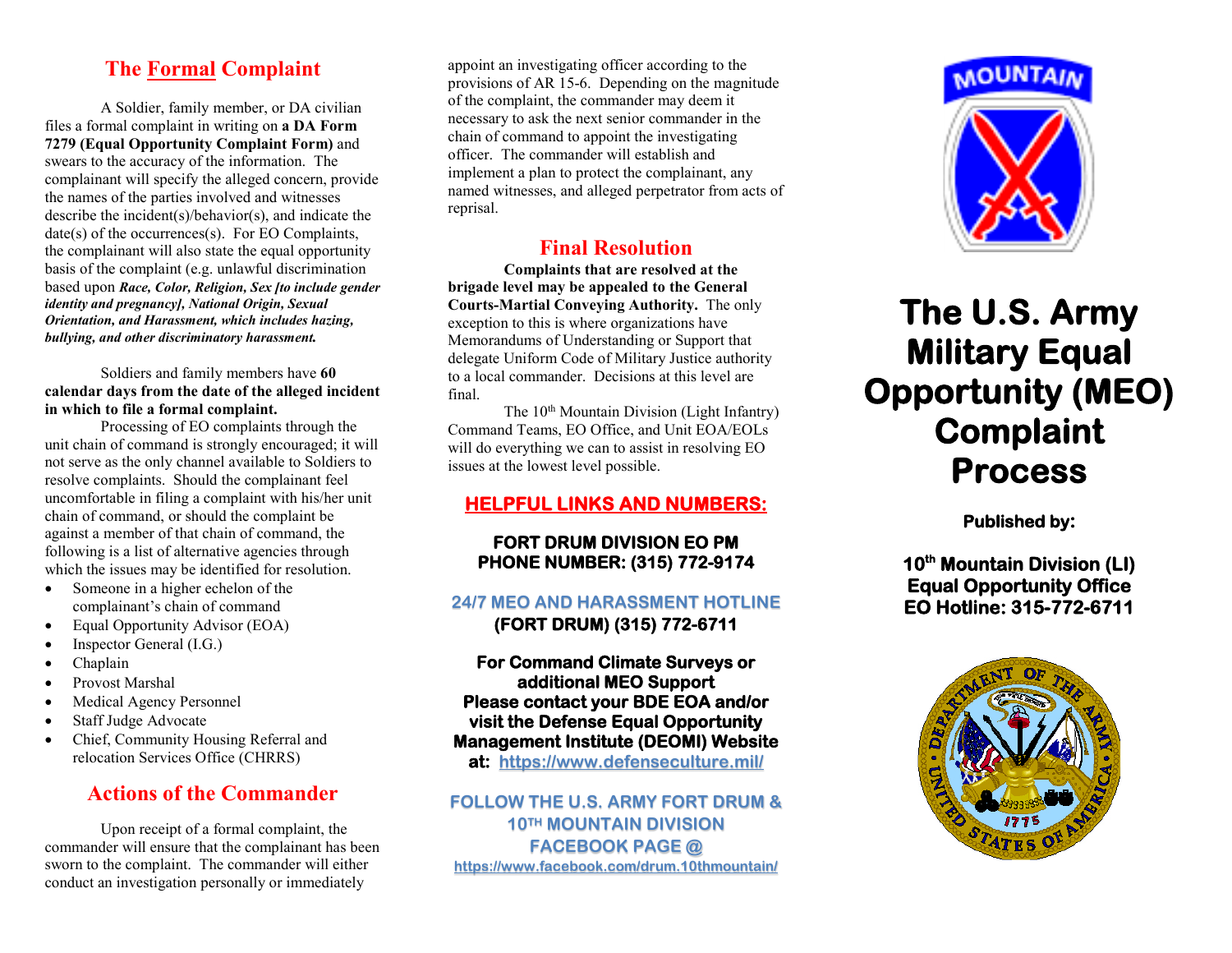## The Formal Complaint

A Soldier, family member, or DA civilian files a formal complaint in writing on **a DA Form 7279 (Equal Opportunity Complaint Form)** and swears to the accuracy of the information. The complainant will specify the alleged concern, provide the names of the parties involved and witnesses describe the incident(s)/behavior(s), and indicate the date(s) of the occurrences(s). For EO Complaints, the complainant will also state the equal opportunity basis of the complaint (e.g. unlawful discrimination based upon ***Race, Color, Religion, Sex [to include gender identity and pregnancy], National Origin, Sexual Orientation, and Harassment, which includes hazing, bullying, and other discriminatory harassment.***

Soldiers and family members have **60 calendar days from the date of the alleged incident in which to file a formal complaint.**

Processing of EO complaints through the unit chain of command is strongly encouraged; it will not serve as the only channel available to Soldiers to resolve complaints. Should the complainant feel uncomfortable in filing a complaint with his/her unit chain of command, or should the complaint be against a member of that chain of command, the following is a list of alternative agencies through which the issues may be identified for resolution.

- Someone in a higher echelon of the complainant's chain of command
- Equal Opportunity Advisor (EOA)
- Inspector General (I.G.)
- Chaplain
- Provost Marshal
- Medical Agency Personnel
- Staff Judge Advocate
- Chief, Community Housing Referral and relocation Services Office (CHRRS)

## Actions of the Commander

Upon receipt of a formal complaint, the commander will ensure that the complainant has been sworn to the complaint. The commander will either conduct an investigation personally or immediately appoint an investigating officer according to the provisions of AR 15-6. Depending on the magnitude of the complaint, the commander may deem it necessary to ask the next senior commander in the chain of command to appoint the investigating officer. The commander will establish and implement a plan to protect the complainant, any named witnesses, and alleged perpetrator from acts of reprisal.

## Final Resolution

**Complaints that are resolved at the brigade level may be appealed to the General Courts-Martial Conveying Authority.** The only exception to this is where organizations have Memorandums of Understanding or Support that delegate Uniform Code of Military Justice authority to a local commander. Decisions at this level are final.

The 10th Mountain Division (Light Infantry) Command Teams, EO Office, and Unit EOA/EOLs will do everything we can to assist in resolving EO issues at the lowest level possible.

## HELPFUL LINKS AND NUMBERS:

**FORT DRUM DIVISION EO PM**
**PHONE NUMBER: (315) 772-9174**

**24/7 MEO AND HARASSMENT HOTLINE**
**(FORT DRUM) (315) 772-6711**

**For Command Climate Surveys or additional MEO Support Please contact your BDE EOA and/or visit the Defense Equal Opportunity Management Institute (DEOMI) Website at: https://www.defenseculture.mil/**

**FOLLOW THE U.S. ARMY FORT DRUM & 10TH MOUNTAIN DIVISION FACEBOOK PAGE @**
**https://www.facebook.com/drum.10thmountain/**

MOUNTAIN

# The U.S. Army Military Equal Opportunity (MEO) Complaint Process

**Published by:**

**10th Mountain Division (LI)**
**Equal Opportunity Office**
**EO Hotline: 315-772-6711**

DEPARTMENT OF THE ARMY
UNITED STATES OF AMERICA
1775